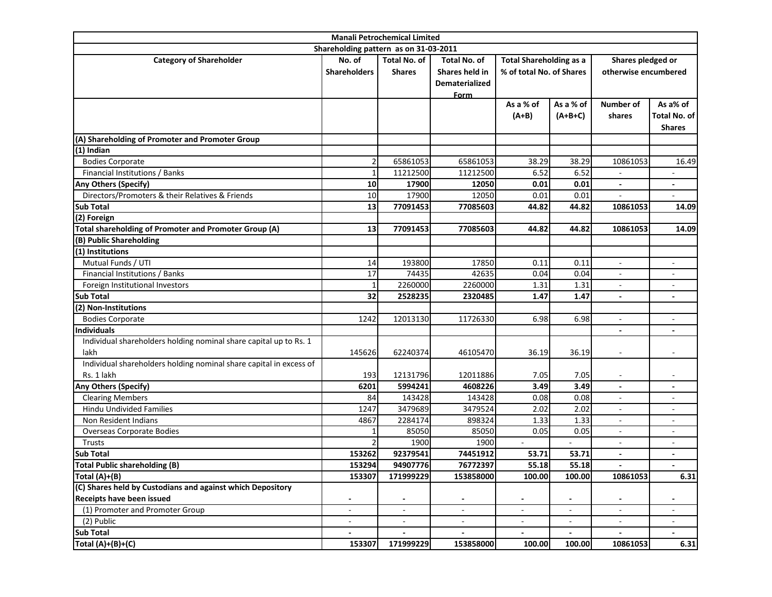| Manali Petrochemical Limited | | | | | | | |
|---|---|---|---|---|---|---|---|
| Shareholding pattern as on 31-03-2011 | | | | | | | |
| **Category of Shareholder** | **No. of Shareholders** | **Total No. of Shares** | **Total No. of Shares held in Dematerialized Form** | **Total Shareholding as a % of total No. of Shares** | | **Shares pledged or otherwise encumbered** | |
| | | | | **As a % of (A+B)** | **As a % of (A+B+C)** | **Number of shares** | **As a% of Total No. of Shares** |
| **(A) Shareholding of Promoter and Promoter Group** | | | | | | | |
| **(1) Indian** | | | | | | | |
| Bodies Corporate | 2 | 65861053 | 65861053 | 38.29 | 38.29 | 10861053 | 16.49 |
| Financial Institutions / Banks | 1 | 11212500 | 11212500 | 6.52 | 6.52 | - | - |
| **Any Others (Specify)** | **10** | **17900** | **12050** | **0.01** | **0.01** | **-** | **-** |
| Directors/Promoters & their Relatives & Friends | 10 | 17900 | 12050 | 0.01 | 0.01 | - | - |
| **Sub Total** | **13** | **77091453** | **77085603** | **44.82** | **44.82** | **10861053** | **14.09** |
| **(2) Foreign** | | | | | | | |
| **Total shareholding of Promoter and Promoter Group (A)** | **13** | **77091453** | **77085603** | **44.82** | **44.82** | **10861053** | **14.09** |
| **(B) Public Shareholding** | | | | | | | |
| **(1) Institutions** | | | | | | | |
| Mutual Funds / UTI | 14 | 193800 | 17850 | 0.11 | 0.11 | - | - |
| Financial Institutions / Banks | 17 | 74435 | 42635 | 0.04 | 0.04 | - | - |
| Foreign Institutional Investors | 1 | 2260000 | 2260000 | 1.31 | 1.31 | - | - |
| **Sub Total** | **32** | **2528235** | **2320485** | **1.47** | **1.47** | **-** | **-** |
| **(2) Non-Institutions** | | | | | | | |
| Bodies Corporate | 1242 | 12013130 | 11726330 | 6.98 | 6.98 | - | - |
| **Individuals** | | | | | | **-** | **-** |
| Individual shareholders holding nominal share capital up to Rs. 1 lakh | 145626 | 62240374 | 46105470 | 36.19 | 36.19 | - | - |
| Individual shareholders holding nominal share capital in excess of Rs. 1 lakh | 193 | 12131796 | 12011886 | 7.05 | 7.05 | - | - |
| **Any Others (Specify)** | **6201** | **5994241** | **4608226** | **3.49** | **3.49** | **-** | **-** |
| Clearing Members | 84 | 143428 | 143428 | 0.08 | 0.08 | - | - |
| Hindu Undivided Families | 1247 | 3479689 | 3479524 | 2.02 | 2.02 | - | - |
| Non Resident Indians | 4867 | 2284174 | 898324 | 1.33 | 1.33 | - | - |
| Overseas Corporate Bodies | 1 | 85050 | 85050 | 0.05 | 0.05 | - | - |
| Trusts | 2 | 1900 | 1900 | - | - | - | - |
| **Sub Total** | **153262** | **92379541** | **74451912** | **53.71** | **53.71** | **-** | **-** |
| **Total Public shareholding (B)** | **153294** | **94907776** | **76772397** | **55.18** | **55.18** | **-** | **-** |
| **Total (A)+(B)** | **153307** | **171999229** | **153858000** | **100.00** | **100.00** | **10861053** | **6.31** |
| **(C) Shares held by Custodians and against which Depository Receipts have been issued** | **-** | **-** | **-** | **-** | **-** | **-** | **-** |
| (1) Promoter and Promoter Group | - | - | - | - | - | - | - |
| (2) Public | - | - | - | - | - | - | - |
| **Sub Total** | **-** | **-** | **-** | **-** | **-** | **-** | **-** |
| **Total (A)+(B)+(C)** | **153307** | **171999229** | **153858000** | **100.00** | **100.00** | **10861053** | **6.31** |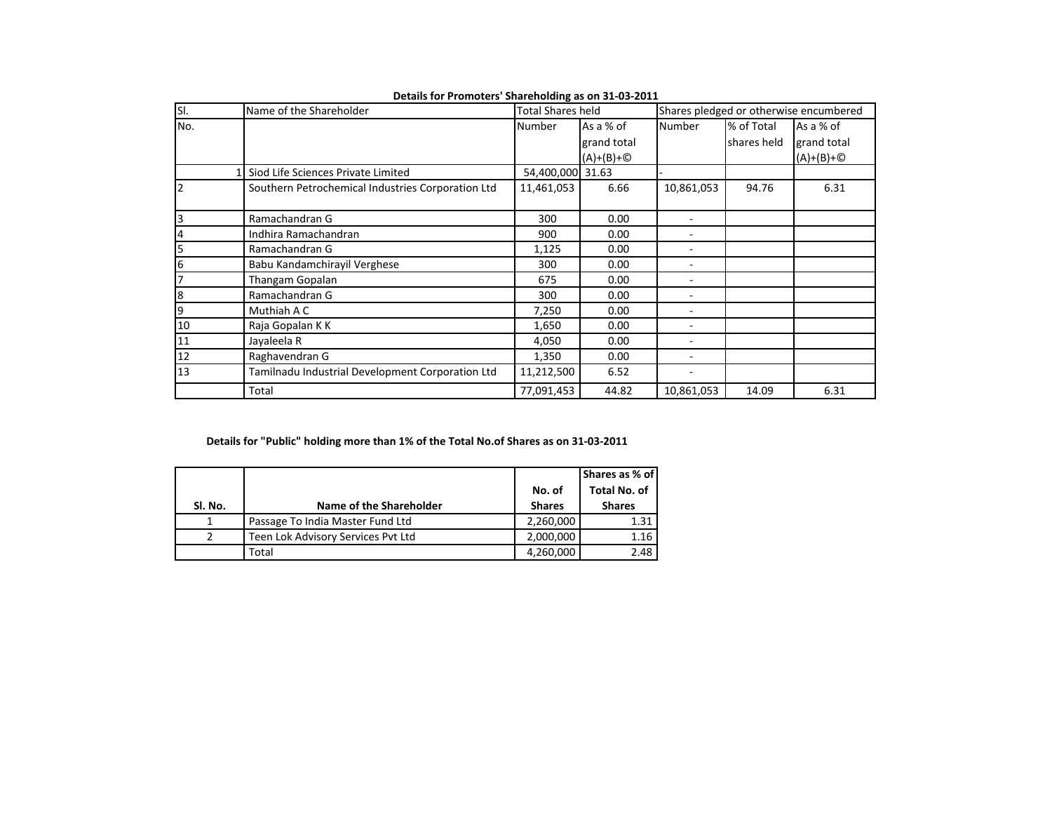**Details for Promoters' Shareholding as on 31-03-2011**

| Sl. | Name of the Shareholder | Total Shares held | | Shares pledged or otherwise encumbered | | |
|---|---|---|---|---|---|---|
| No. | | Number | As a % of grand total (A)+(B)+© | Number | % of Total shares held | As a % of grand total (A)+(B)+© |
| 1 | Siod Life Sciences Private Limited | 54,400,000 | 31.63 | - | | |
| 2 | Southern Petrochemical Industries Corporation Ltd | 11,461,053 | 6.66 | 10,861,053 | 94.76 | 6.31 |
| 3 | Ramachandran G | 300 | 0.00 | - | | |
| 4 | Indhira Ramachandran | 900 | 0.00 | - | | |
| 5 | Ramachandran G | 1,125 | 0.00 | - | | |
| 6 | Babu Kandamchirayil Verghese | 300 | 0.00 | - | | |
| 7 | Thangam Gopalan | 675 | 0.00 | - | | |
| 8 | Ramachandran G | 300 | 0.00 | - | | |
| 9 | Muthiah A C | 7,250 | 0.00 | - | | |
| 10 | Raja Gopalan K K | 1,650 | 0.00 | - | | |
| 11 | Jayaleela R | 4,050 | 0.00 | - | | |
| 12 | Raghavendran G | 1,350 | 0.00 | - | | |
| 13 | Tamilnadu Industrial Development Corporation Ltd | 11,212,500 | 6.52 | - | | |
| | Total | 77,091,453 | 44.82 | 10,861,053 | 14.09 | 6.31 |

**Details for "Public" holding more than 1% of the Total No.of Shares as on 31-03-2011**

| Sl. No. | Name of the Shareholder | No. of Shares | Shares as % of Total No. of Shares |
|---|---|---|---|
| 1 | Passage To India Master Fund Ltd | 2,260,000 | 1.31 |
| 2 | Teen Lok Advisory Services Pvt Ltd | 2,000,000 | 1.16 |
| | Total | 4,260,000 | 2.48 |